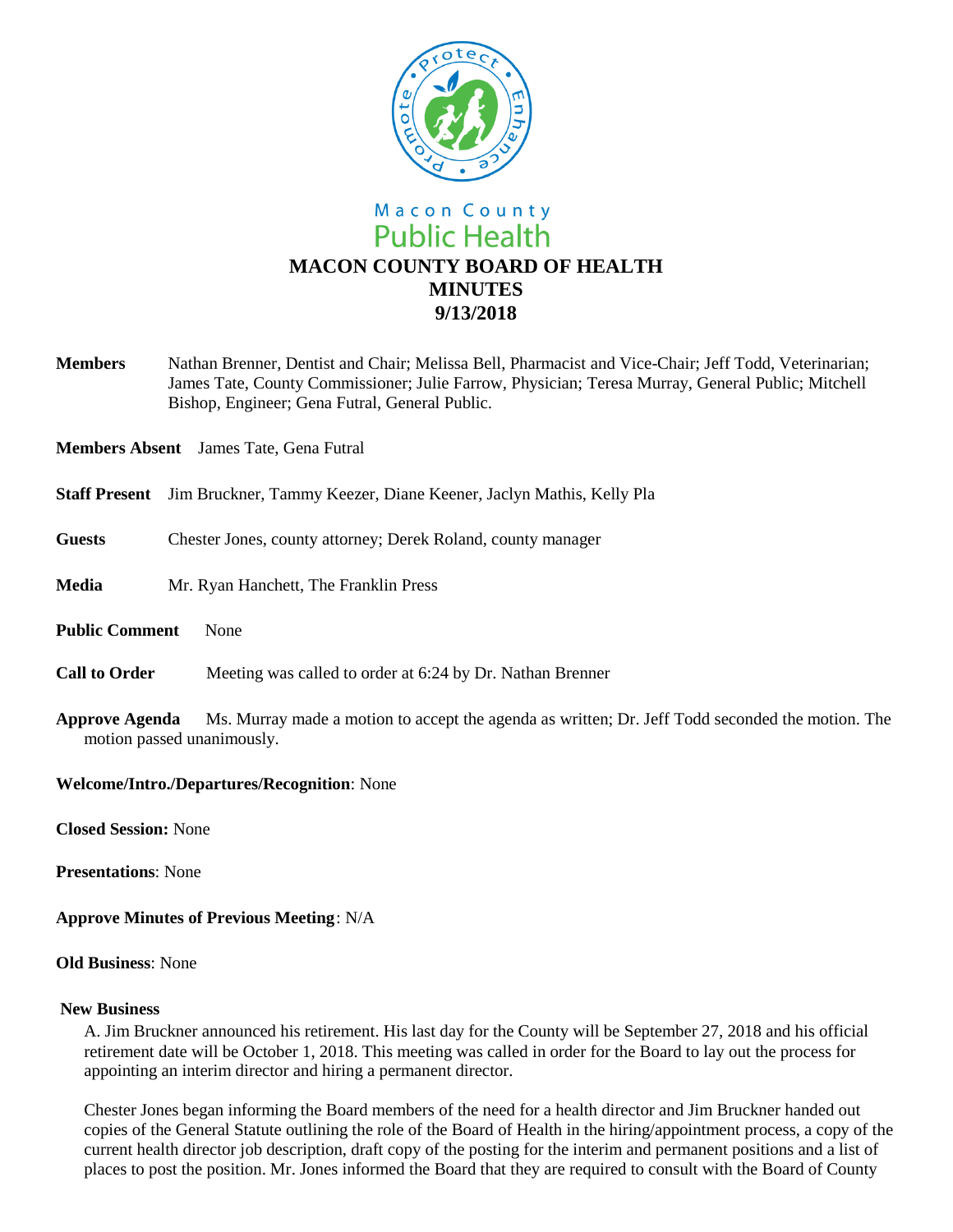Macon County
Public Health

# MACON COUNTY BOARD OF HEALTH
# MINUTES
# 9/13/2018

**Members** Nathan Brenner, Dentist and Chair; Melissa Bell, Pharmacist and Vice-Chair; Jeff Todd, Veterinarian; James Tate, County Commissioner; Julie Farrow, Physician; Teresa Murray, General Public; Mitchell Bishop, Engineer; Gena Futral, General Public.

**Members Absent** James Tate, Gena Futral

**Staff Present** Jim Bruckner, Tammy Keezer, Diane Keener, Jaclyn Mathis, Kelly Pla

**Guests** Chester Jones, county attorney; Derek Roland, county manager

**Media** Mr. Ryan Hanchett, The Franklin Press

**Public Comment** None

**Call to Order** Meeting was called to order at 6:24 by Dr. Nathan Brenner

**Approve Agenda** Ms. Murray made a motion to accept the agenda as written; Dr. Jeff Todd seconded the motion. The motion passed unanimously.

**Welcome/Intro./Departures/Recognition**: None

**Closed Session:** None

**Presentations**: None

**Approve Minutes of Previous Meeting**: N/A

**Old Business**: None

**New Business**

A. Jim Bruckner announced his retirement. His last day for the County will be September 27, 2018 and his official retirement date will be October 1, 2018. This meeting was called in order for the Board to lay out the process for appointing an interim director and hiring a permanent director.

Chester Jones began informing the Board members of the need for a health director and Jim Bruckner handed out copies of the General Statute outlining the role of the Board of Health in the hiring/appointment process, a copy of the current health director job description, draft copy of the posting for the interim and permanent positions and a list of places to post the position. Mr. Jones informed the Board that they are required to consult with the Board of County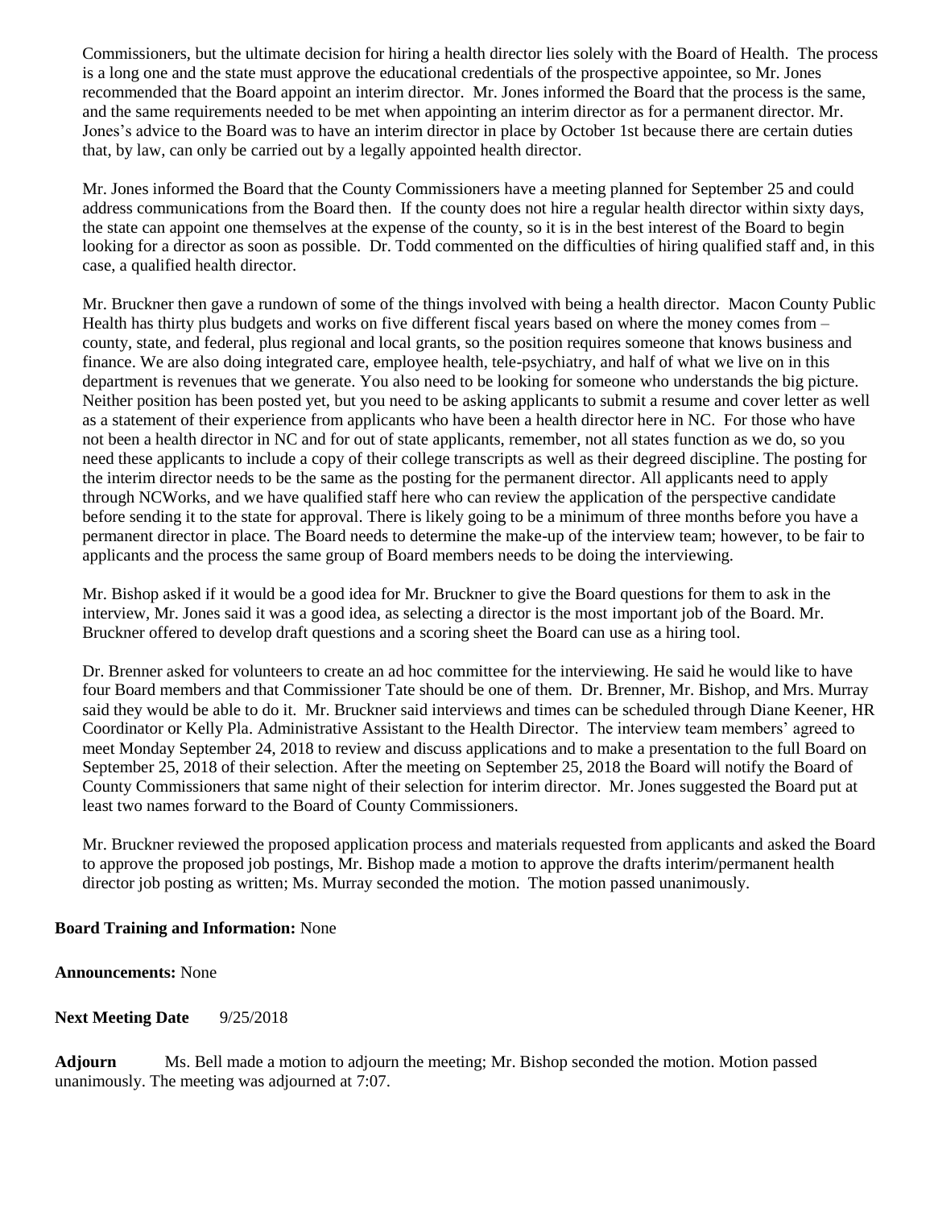Commissioners, but the ultimate decision for hiring a health director lies solely with the Board of Health. The process is a long one and the state must approve the educational credentials of the prospective appointee, so Mr. Jones recommended that the Board appoint an interim director. Mr. Jones informed the Board that the process is the same, and the same requirements needed to be met when appointing an interim director as for a permanent director. Mr. Jones's advice to the Board was to have an interim director in place by October 1st because there are certain duties that, by law, can only be carried out by a legally appointed health director.

Mr. Jones informed the Board that the County Commissioners have a meeting planned for September 25 and could address communications from the Board then. If the county does not hire a regular health director within sixty days, the state can appoint one themselves at the expense of the county, so it is in the best interest of the Board to begin looking for a director as soon as possible. Dr. Todd commented on the difficulties of hiring qualified staff and, in this case, a qualified health director.

Mr. Bruckner then gave a rundown of some of the things involved with being a health director. Macon County Public Health has thirty plus budgets and works on five different fiscal years based on where the money comes from – county, state, and federal, plus regional and local grants, so the position requires someone that knows business and finance. We are also doing integrated care, employee health, tele-psychiatry, and half of what we live on in this department is revenues that we generate. You also need to be looking for someone who understands the big picture. Neither position has been posted yet, but you need to be asking applicants to submit a resume and cover letter as well as a statement of their experience from applicants who have been a health director here in NC. For those who have not been a health director in NC and for out of state applicants, remember, not all states function as we do, so you need these applicants to include a copy of their college transcripts as well as their degreed discipline. The posting for the interim director needs to be the same as the posting for the permanent director. All applicants need to apply through NCWorks, and we have qualified staff here who can review the application of the perspective candidate before sending it to the state for approval. There is likely going to be a minimum of three months before you have a permanent director in place. The Board needs to determine the make-up of the interview team; however, to be fair to applicants and the process the same group of Board members needs to be doing the interviewing.

Mr. Bishop asked if it would be a good idea for Mr. Bruckner to give the Board questions for them to ask in the interview, Mr. Jones said it was a good idea, as selecting a director is the most important job of the Board. Mr. Bruckner offered to develop draft questions and a scoring sheet the Board can use as a hiring tool.

Dr. Brenner asked for volunteers to create an ad hoc committee for the interviewing. He said he would like to have four Board members and that Commissioner Tate should be one of them. Dr. Brenner, Mr. Bishop, and Mrs. Murray said they would be able to do it. Mr. Bruckner said interviews and times can be scheduled through Diane Keener, HR Coordinator or Kelly Pla. Administrative Assistant to the Health Director. The interview team members' agreed to meet Monday September 24, 2018 to review and discuss applications and to make a presentation to the full Board on September 25, 2018 of their selection. After the meeting on September 25, 2018 the Board will notify the Board of County Commissioners that same night of their selection for interim director. Mr. Jones suggested the Board put at least two names forward to the Board of County Commissioners.

Mr. Bruckner reviewed the proposed application process and materials requested from applicants and asked the Board to approve the proposed job postings, Mr. Bishop made a motion to approve the drafts interim/permanent health director job posting as written; Ms. Murray seconded the motion. The motion passed unanimously.

**Board Training and Information:** None

**Announcements:** None

**Next Meeting Date** 9/25/2018

**Adjourn** Ms. Bell made a motion to adjourn the meeting; Mr. Bishop seconded the motion. Motion passed unanimously. The meeting was adjourned at 7:07.